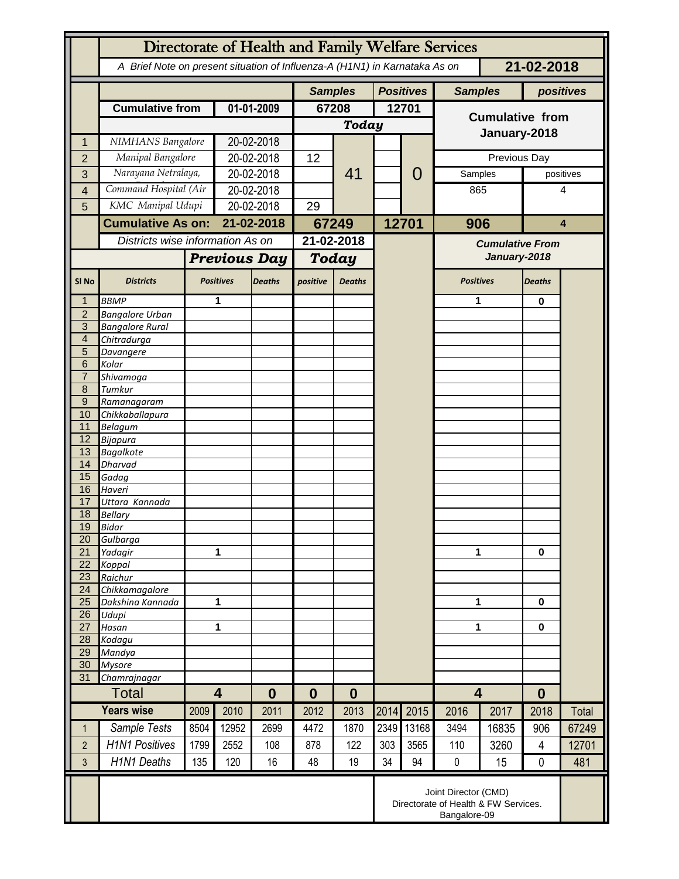# Directorate of Health and Family Welfare Services

*A Brief Note on present situation of Influenza-A (H1N1) in Karnataka As on* **21-02-2018**

| | | | Samples | | Positives | | Samples | positives |
|---|---|---|---|---|---|---|---|---|
| | **Cumulative from** | **01-01-2009** | **67208** | | **12701** | | **Cumulative from January-2018** | |
| | | | ***Today*** | | | | | |
| 1 | *NIMHANS Bangalore* | 20-02-2018 | | 41 | | 0 | | |
| 2 | *Manipal Bangalore* | 20-02-2018 | 12 | | | | Previous Day | |
| 3 | *Narayana Netralaya,* | 20-02-2018 | | | | | Samples | positives |
| 4 | *Command Hospital (Air* | 20-02-2018 | | | | | 865 | 4 |
| 5 | *KMC Manipal Udupi* | 20-02-2018 | 29 | | | | | |
| | **Cumulative As on:** | **21-02-2018** | **67249** | | **12701** | | **906** | **4** |

| | *Districts wise information As on* | | | **21-02-2018** | | | *Cumulative From January-2018* | |
|---|---|---|---|---|---|---|---|---|
| | | ***Previous Day*** | | ***Today*** | | | | |
| **Sl No** | **Districts** | **Positives** | **Deaths** | **positive** | **Deaths** | | **Positives** | **Deaths** |
| 1 | *BBMP* | 1 | | | | | 1 | 0 |
| 2 | *Bangalore Urban* | | | | | | | |
| 3 | *Bangalore Rural* | | | | | | | |
| 4 | *Chitradurga* | | | | | | | |
| 5 | *Davangere* | | | | | | | |
| 6 | *Kolar* | | | | | | | |
| 7 | *Shivamoga* | | | | | | | |
| 8 | *Tumkur* | | | | | | | |
| 9 | *Ramanagaram* | | | | | | | |
| 10 | *Chikkaballapura* | | | | | | | |
| 11 | *Belagum* | | | | | | | |
| 12 | *Bijapura* | | | | | | | |
| 13 | *Bagalkote* | | | | | | | |
| 14 | *Dharvad* | | | | | | | |
| 15 | *Gadag* | | | | | | | |
| 16 | *Haveri* | | | | | | | |
| 17 | *Uttara Kannada* | | | | | | | |
| 18 | *Bellary* | | | | | | | |
| 19 | *Bidar* | | | | | | | |
| 20 | *Gulbarga* | | | | | | | |
| 21 | *Yadagir* | 1 | | | | | 1 | 0 |
| 22 | *Koppal* | | | | | | | |
| 23 | *Raichur* | | | | | | | |
| 24 | *Chikkamagalore* | | | | | | | |
| 25 | *Dakshina Kannada* | 1 | | | | | 1 | 0 |
| 26 | *Udupi* | | | | | | | |
| 27 | *Hasan* | 1 | | | | | 1 | 0 |
| 28 | *Kodagu* | | | | | | | |
| 29 | *Mandya* | | | | | | | |
| 30 | *Mysore* | | | | | | | |
| 31 | *Chamrajnagar* | | | | | | | |
| | **Total** | **4** | **0** | **0** | **0** | | **4** | **0** |

| | **Years wise** | 2009 | 2010 | 2011 | 2012 | 2013 | 2014 | 2015 | 2016 | 2017 | 2018 | Total |
|---|---|---|---|---|---|---|---|---|---|---|---|---|
| 1 | *Sample Tests* | 8504 | 12952 | 2699 | 4472 | 1870 | 2349 | 13168 | 3494 | 16835 | 906 | 67249 |
| 2 | *H1N1 Positives* | 1799 | 2552 | 108 | 878 | 122 | 303 | 3565 | 110 | 3260 | 4 | 12701 |
| 3 | *H1N1 Deaths* | 135 | 120 | 16 | 48 | 19 | 34 | 94 | 0 | 15 | 0 | 481 |

Joint Director (CMD)
Directorate of Health & FW Services.
Bangalore-09